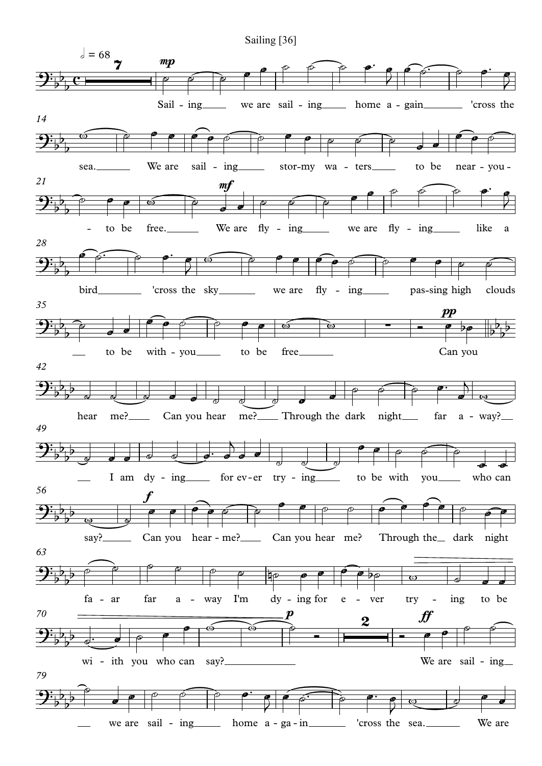# Sailing [36]

𝅗𝅥 = 68

Sail - ing we are sail - ing home a - gain 'cross the

sea. We are sail - ing stor-my wa - ters to be near - you -

- to be free. We are fly - ing we are fly - ing like a

bird 'cross the sky we are fly - ing pas-sing high clouds

to be with - you to be free Can you

hear me? Can you hear me? Through the dark night far a - way?

I am dy - ing for ev - er try - ing to be with you who can

say? Can you hear - me? Can you hear me? Through the dark night

fa - ar far a - way I'm dy - ing for e - ver try - ing to be

wi - ith you who can say? We are sail - ing

we are sail - ing home a - ga - in 'cross the sea. We are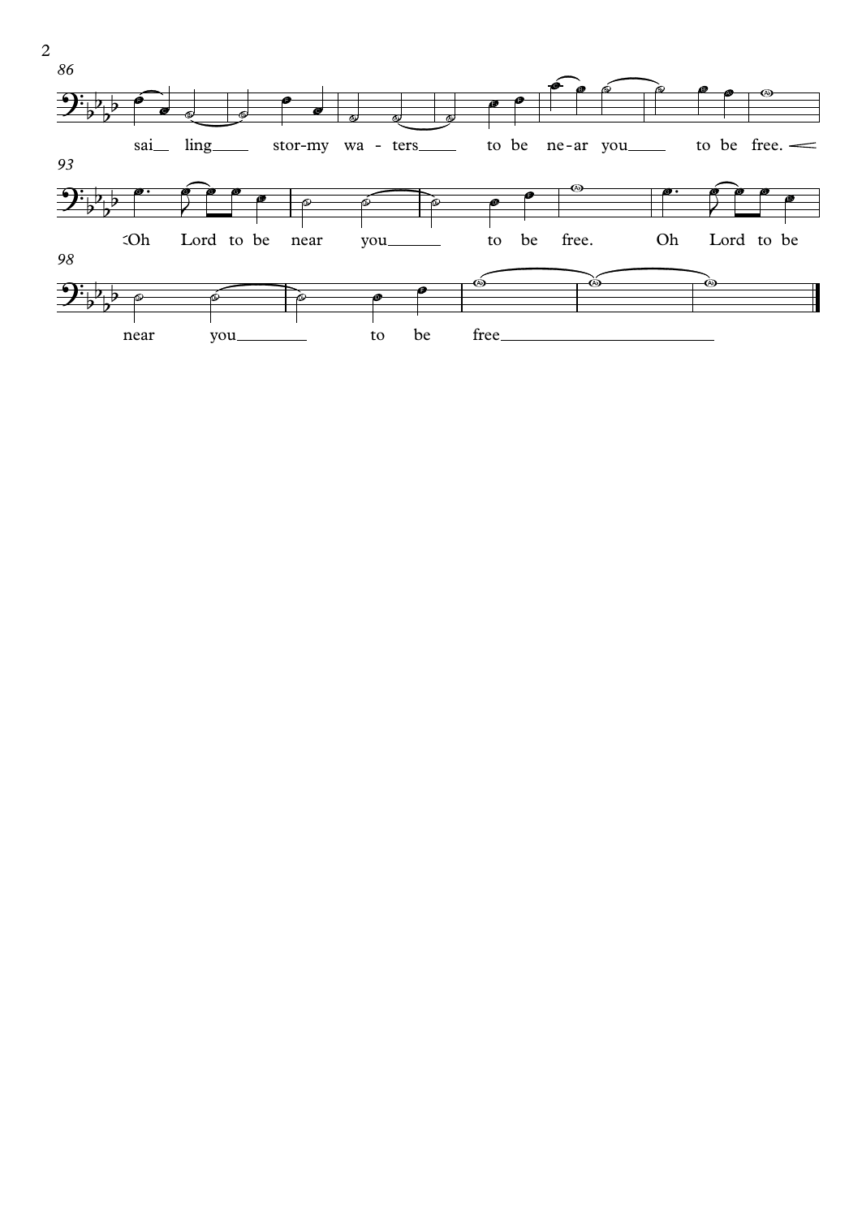86

sai__ ling____ stor-my wa - ters____ to be ne-ar you____ to be free.

93

Oh Lord to be near you______ to be free. Oh Lord to be

98

near you________ to be free__________________________